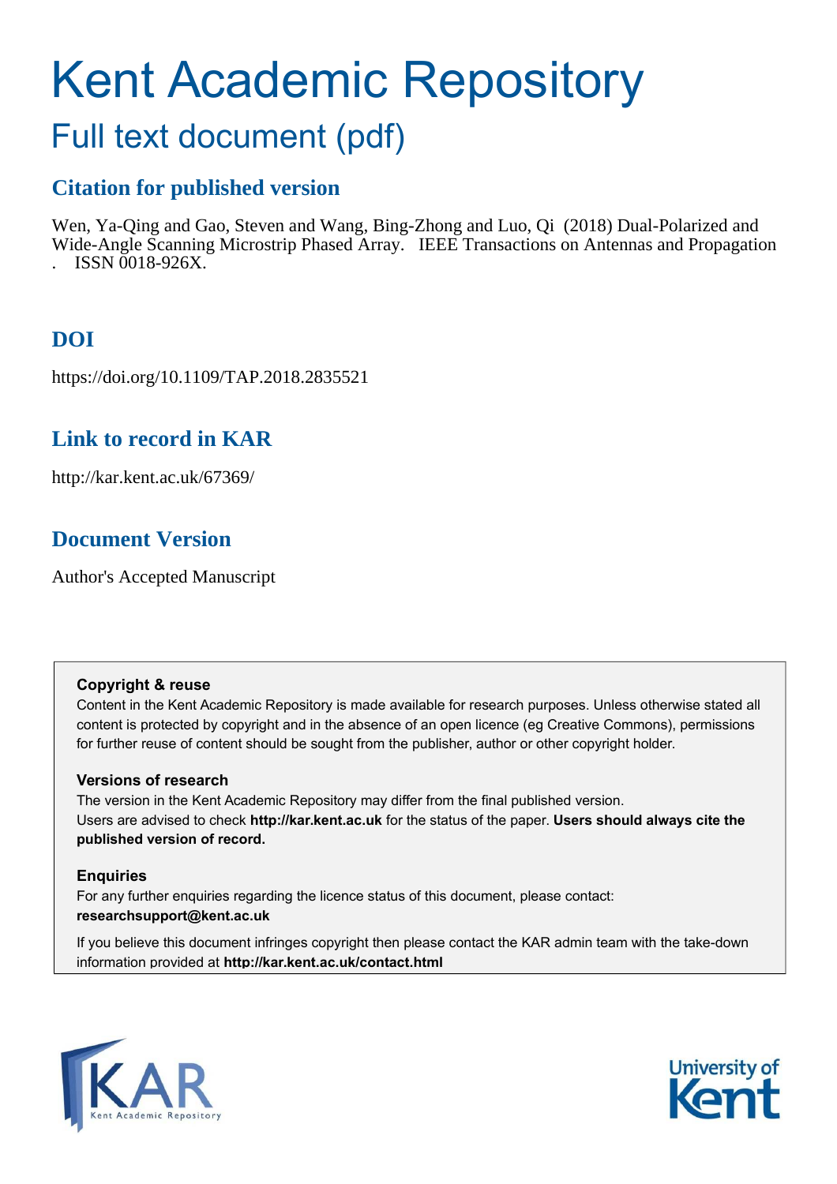# Kent Academic Repository

## Full text document (pdf)

### Citation for published version

Wen, Ya-Qing and Gao, Steven and Wang, Bing-Zhong and Luo, Qi (2018) Dual-Polarized and Wide-Angle Scanning Microstrip Phased Array. IEEE Transactions on Antennas and Propagation . ISSN 0018-926X.

### DOI

https://doi.org/10.1109/TAP.2018.2835521

### Link to record in KAR

http://kar.kent.ac.uk/67369/

### Document Version

Author's Accepted Manuscript

**Copyright & reuse**

Content in the Kent Academic Repository is made available for research purposes. Unless otherwise stated all content is protected by copyright and in the absence of an open licence (eg Creative Commons), permissions for further reuse of content should be sought from the publisher, author or other copyright holder.

**Versions of research**

The version in the Kent Academic Repository may differ from the final published version. Users are advised to check **http://kar.kent.ac.uk** for the status of the paper. **Users should always cite the published version of record.**

**Enquiries**

For any further enquiries regarding the licence status of this document, please contact: **researchsupport@kent.ac.uk**

If you believe this document infringes copyright then please contact the KAR admin team with the take-down information provided at **http://kar.kent.ac.uk/contact.html**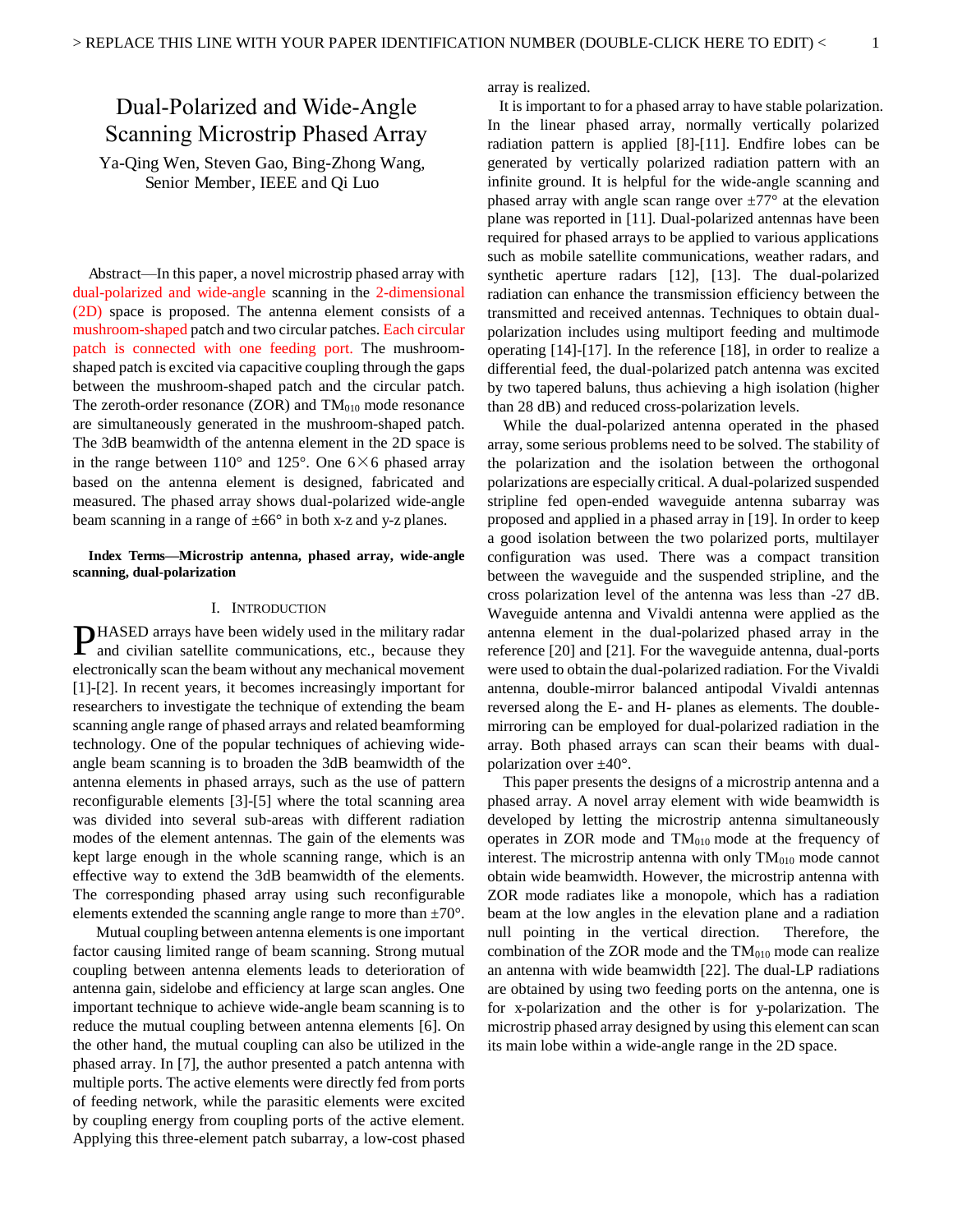# Dual-Polarized and Wide-Angle Scanning Microstrip Phased Array

Ya-Qing Wen, Steven Gao, Bing-Zhong Wang, Senior Member, IEEE and Qi Luo

*Abstract*—In this paper, a novel microstrip phased array with dual-polarized and wide-angle scanning in the 2-dimensional (2D) space is proposed. The antenna element consists of a mushroom-shaped patch and two circular patches. Each circular patch is connected with one feeding port. The mushroom-shaped patch is excited via capacitive coupling through the gaps between the mushroom-shaped patch and the circular patch. The zeroth-order resonance (ZOR) and $TM_{010}$ mode resonance are simultaneously generated in the mushroom-shaped patch. The 3dB beamwidth of the antenna element in the 2D space is in the range between 110° and 125°. One 6×6 phased array based on the antenna element is designed, fabricated and measured. The phased array shows dual-polarized wide-angle beam scanning in a range of ±66° in both x-z and y-z planes.

**Index Terms—Microstrip antenna, phased array, wide-angle scanning, dual-polarization**

## I. Introduction

PHASED arrays have been widely used in the military radar and civilian satellite communications, etc., because they electronically scan the beam without any mechanical movement [1]-[2]. In recent years, it becomes increasingly important for researchers to investigate the technique of extending the beam scanning angle range of phased arrays and related beamforming technology. One of the popular techniques of achieving wide-angle beam scanning is to broaden the 3dB beamwidth of the antenna elements in phased arrays, such as the use of pattern reconfigurable elements [3]-[5] where the total scanning area was divided into several sub-areas with different radiation modes of the element antennas. The gain of the elements was kept large enough in the whole scanning range, which is an effective way to extend the 3dB beamwidth of the elements. The corresponding phased array using such reconfigurable elements extended the scanning angle range to more than ±70°.

Mutual coupling between antenna elements is one important factor causing limited range of beam scanning. Strong mutual coupling between antenna elements leads to deterioration of antenna gain, sidelobe and efficiency at large scan angles. One important technique to achieve wide-angle beam scanning is to reduce the mutual coupling between antenna elements [6]. On the other hand, the mutual coupling can also be utilized in the phased array. In [7], the author presented a patch antenna with multiple ports. The active elements were directly fed from ports of feeding network, while the parasitic elements were excited by coupling energy from coupling ports of the active element. Applying this three-element patch subarray, a low-cost phased array is realized.

It is important to for a phased array to have stable polarization. In the linear phased array, normally vertically polarized radiation pattern is applied [8]-[11]. Endfire lobes can be generated by vertically polarized radiation pattern with an infinite ground. It is helpful for the wide-angle scanning and phased array with angle scan range over ±77° at the elevation plane was reported in [11]. Dual-polarized antennas have been required for phased arrays to be applied to various applications such as mobile satellite communications, weather radars, and synthetic aperture radars [12], [13]. The dual-polarized radiation can enhance the transmission efficiency between the transmitted and received antennas. Techniques to obtain dual-polarization includes using multiport feeding and multimode operating [14]-[17]. In the reference [18], in order to realize a differential feed, the dual-polarized patch antenna was excited by two tapered baluns, thus achieving a high isolation (higher than 28 dB) and reduced cross-polarization levels.

While the dual-polarized antenna operated in the phased array, some serious problems need to be solved. The stability of the polarization and the isolation between the orthogonal polarizations are especially critical. A dual-polarized suspended stripline fed open-ended waveguide antenna subarray was proposed and applied in a phased array in [19]. In order to keep a good isolation between the two polarized ports, multilayer configuration was used. There was a compact transition between the waveguide and the suspended stripline, and the cross polarization level of the antenna was less than -27 dB. Waveguide antenna and Vivaldi antenna were applied as the antenna element in the dual-polarized phased array in the reference [20] and [21]. For the waveguide antenna, dual-ports were used to obtain the dual-polarized radiation. For the Vivaldi antenna, double-mirror balanced antipodal Vivaldi antennas reversed along the E- and H- planes as elements. The double-mirroring can be employed for dual-polarized radiation in the array. Both phased arrays can scan their beams with dual-polarization over ±40°.

This paper presents the designs of a microstrip antenna and a phased array. A novel array element with wide beamwidth is developed by letting the microstrip antenna simultaneously operates in ZOR mode and $TM_{010}$ mode at the frequency of interest. The microstrip antenna with only $TM_{010}$ mode cannot obtain wide beamwidth. However, the microstrip antenna with ZOR mode radiates like a monopole, which has a radiation beam at the low angles in the elevation plane and a radiation null pointing in the vertical direction. Therefore, the combination of the ZOR mode and the $TM_{010}$ mode can realize an antenna with wide beamwidth [22]. The dual-LP radiations are obtained by using two feeding ports on the antenna, one is for x-polarization and the other is for y-polarization. The microstrip phased array designed by using this element can scan its main lobe within a wide-angle range in the 2D space.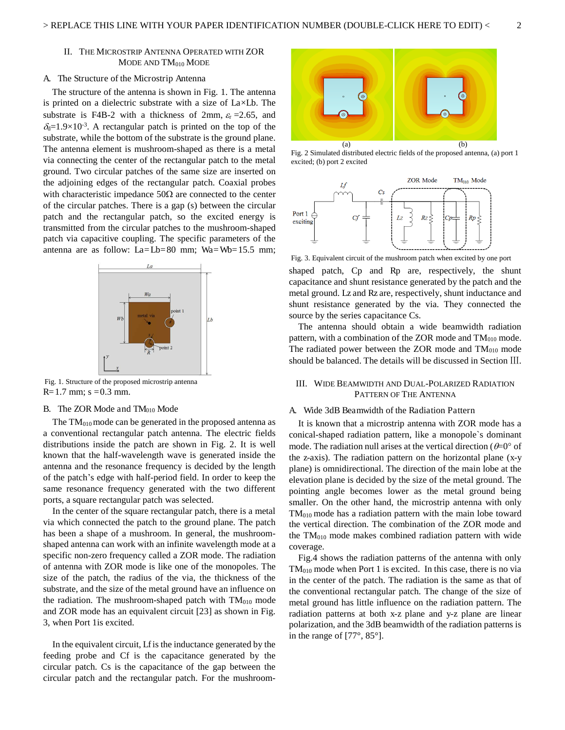## II. The Microstrip Antenna Operated with ZOR Mode and $TM_{010}$ Mode

### A. The Structure of the Microstrip Antenna

The structure of the antenna is shown in Fig. 1. The antenna is printed on a dielectric substrate with a size of La×Lb. The substrate is F4B-2 with a thickness of 2mm, $\varepsilon_r$ =2.65, and $\delta_d$=1.9×$10^{-3}$. A rectangular patch is printed on the top of the substrate, while the bottom of the substrate is the ground plane. The antenna element is mushroom-shaped as there is a metal via connecting the center of the rectangular patch to the metal ground. Two circular patches of the same size are inserted on the adjoining edges of the rectangular patch. Coaxial probes with characteristic impedance 50Ω are connected to the center of the circular patches. There is a gap (s) between the circular patch and the rectangular patch, so the excited energy is transmitted from the circular patches to the mushroom-shaped patch via capacitive coupling. The specific parameters of the antenna are as follow: La=Lb=80 mm; Wa=Wb=15.5 mm; R=1.7 mm; s =0.3 mm.

Fig. 1. Structure of the proposed microstrip antenna

### B. The ZOR Mode and $TM_{010}$ Mode

The $TM_{010}$ mode can be generated in the proposed antenna as a conventional rectangular patch antenna. The electric fields distributions inside the patch are shown in Fig. 2. It is well known that the half-wavelength wave is generated inside the antenna and the resonance frequency is decided by the length of the patch's edge with half-period field. In order to keep the same resonance frequency generated with the two different ports, a square rectangular patch was selected.

In the center of the square rectangular patch, there is a metal via which connected the patch to the ground plane. The patch has been a shape of a mushroom. In general, the mushroom-shaped antenna can work with an infinite wavelength mode at a specific non-zero frequency called a ZOR mode. The radiation of antenna with ZOR mode is like one of the monopoles. The size of the patch, the radius of the via, the thickness of the substrate, and the size of the metal ground have an influence on the radiation. The mushroom-shaped patch with $TM_{010}$ mode and ZOR mode has an equivalent circuit [23] as shown in Fig. 3, when Port 1is excited.

In the equivalent circuit, Lf is the inductance generated by the feeding probe and Cf is the capacitance generated by the circular patch. Cs is the capacitance of the gap between the circular patch and the rectangular patch. For the mushroom-shaped patch, Cp and Rp are, respectively, the shunt capacitance and shunt resistance generated by the patch and the metal ground. Lz and Rz are, respectively, shunt inductance and shunt resistance generated by the via. They connected the source by the series capacitance Cs.

Fig. 2 Simulated distributed electric fields of the proposed antenna, (a) port 1 excited; (b) port 2 excited

Fig. 3. Equivalent circuit of the mushroom patch when excited by one port

The antenna should obtain a wide beamwidth radiation pattern, with a combination of the ZOR mode and $TM_{010}$ mode. The radiated power between the ZOR mode and $TM_{010}$ mode should be balanced. The details will be discussed in Section III.

## III. Wide Beamwidth and Dual-Polarized Radiation Pattern of the Antenna

### A. Wide 3dB Beamwidth of the Radiation Pattern

It is known that a microstrip antenna with ZOR mode has a conical-shaped radiation pattern, like a monopole`s dominant mode. The radiation null arises at the vertical direction ($\theta$=0° of the z-axis). The radiation pattern on the horizontal plane (x-y plane) is omnidirectional. The direction of the main lobe at the elevation plane is decided by the size of the metal ground. The pointing angle becomes lower as the metal ground being smaller. On the other hand, the microstrip antenna with only $TM_{010}$ mode has a radiation pattern with the main lobe toward the vertical direction. The combination of the ZOR mode and the $TM_{010}$ mode makes combined radiation pattern with wide coverage.

Fig.4 shows the radiation patterns of the antenna with only $TM_{010}$ mode when Port 1 is excited. In this case, there is no via in the center of the patch. The radiation is the same as that of the conventional rectangular patch. The change of the size of metal ground has little influence on the radiation pattern. The radiation patterns at both x-z plane and y-z plane are linear polarization, and the 3dB beamwidth of the radiation patterns is in the range of [77°, 85°].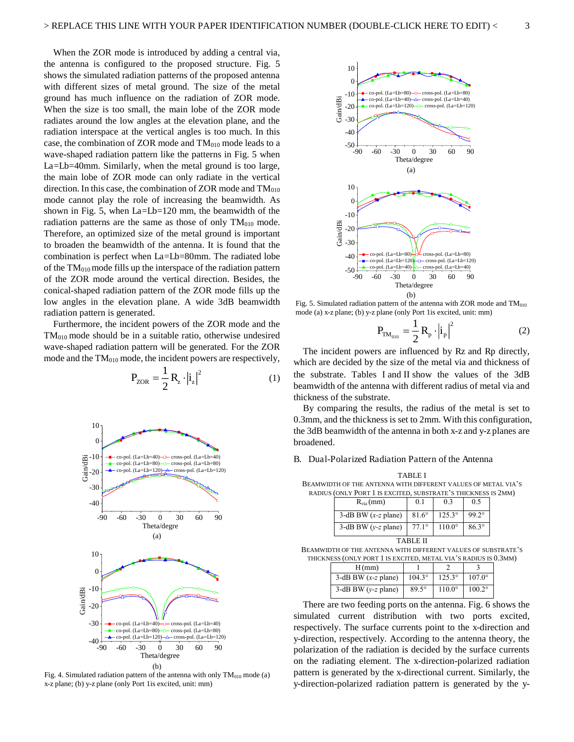When the ZOR mode is introduced by adding a central via, the antenna is configured to the proposed structure. Fig. 5 shows the simulated radiation patterns of the proposed antenna with different sizes of metal ground. The size of the metal ground has much influence on the radiation of ZOR mode. When the size is too small, the main lobe of the ZOR mode radiates around the low angles at the elevation plane, and the radiation interspace at the vertical angles is too much. In this case, the combination of ZOR mode and $TM_{010}$ mode leads to a wave-shaped radiation pattern like the patterns in Fig. 5 when La=Lb=40mm. Similarly, when the metal ground is too large, the main lobe of ZOR mode can only radiate in the vertical direction. In this case, the combination of ZOR mode and $TM_{010}$ mode cannot play the role of increasing the beamwidth. As shown in Fig. 5, when La=Lb=120 mm, the beamwidth of the radiation patterns are the same as those of only $TM_{010}$ mode. Therefore, an optimized size of the metal ground is important to broaden the beamwidth of the antenna. It is found that the combination is perfect when La=Lb=80mm. The radiated lobe of the $TM_{010}$ mode fills up the interspace of the radiation pattern of the ZOR mode around the vertical direction. Besides, the conical-shaped radiation pattern of the ZOR mode fills up the low angles in the elevation plane. A wide 3dB beamwidth radiation pattern is generated.

Furthermore, the incident powers of the ZOR mode and the $TM_{010}$ mode should be in a suitable ratio, otherwise undesired wave-shaped radiation pattern will be generated. For the ZOR mode and the $TM_{010}$ mode, the incident powers are respectively,

$$P_{ZOR} = \frac{1}{2} R_z \cdot |i_z|^2 \quad (1)$$

Fig. 4. Simulated radiation pattern of the antenna with only $TM_{010}$ mode (a) x-z plane; (b) y-z plane (only Port 1is excited, unit: mm)

Fig. 5. Simulated radiation pattern of the antenna with ZOR mode and $TM_{010}$ mode (a) x-z plane; (b) y-z plane (only Port 1is excited, unit: mm)

$$P_{TM_{010}} = \frac{1}{2} R_p \cdot |i_p|^2 \quad (2)$$

The incident powers are influenced by Rz and Rp directly, which are decided by the size of the metal via and thickness of the substrate. Tables I and II show the values of the 3dB beamwidth of the antenna with different radius of metal via and thickness of the substrate.

By comparing the results, the radius of the metal is set to 0.3mm, and the thickness is set to 2mm. With this configuration, the 3dB beamwidth of the antenna in both x-z and y-z planes are broadened.

## B. Dual-Polarized Radiation Pattern of the Antenna

TABLE I
BEAMWIDTH OF THE ANTENNA WITH DIFFERENT VALUES OF METAL VIA'S RADIUS (ONLY PORT 1 IS EXCITED, SUBSTRATE'S THICKNESS IS 2MM)

| $R_{via}$ (mm) | 0.1 | 0.3 | 0.5 |
|---|---|---|---|
| 3-dB BW (*x-z* plane) | 81.6° | 125.3° | 99.2° |
| 3-dB BW (*y-z* plane) | 77.1° | 110.0° | 86.3° |

TABLE II
BEAMWIDTH OF THE ANTENNA WITH DIFFERENT VALUES OF SUBSTRATE'S THICKNESS (ONLY PORT 1 IS EXCITED, METAL VIA'S RADIUS IS 0.3MM)

| H (mm) | 1 | 2 | 3 |
|---|---|---|---|
| 3-dB BW (*x-z* plane) | 104.3° | 125.3° | 107.0° |
| 3-dB BW (*y-z* plane) | 89.5° | 110.0° | 100.2° |

There are two feeding ports on the antenna. Fig. 6 shows the simulated current distribution with two ports excited, respectively. The surface currents point to the x-direction and y-direction, respectively. According to the antenna theory, the polarization of the radiation is decided by the surface currents on the radiating element. The x-direction-polarized radiation pattern is generated by the x-directional current. Similarly, the y-direction-polarized radiation pattern is generated by the y-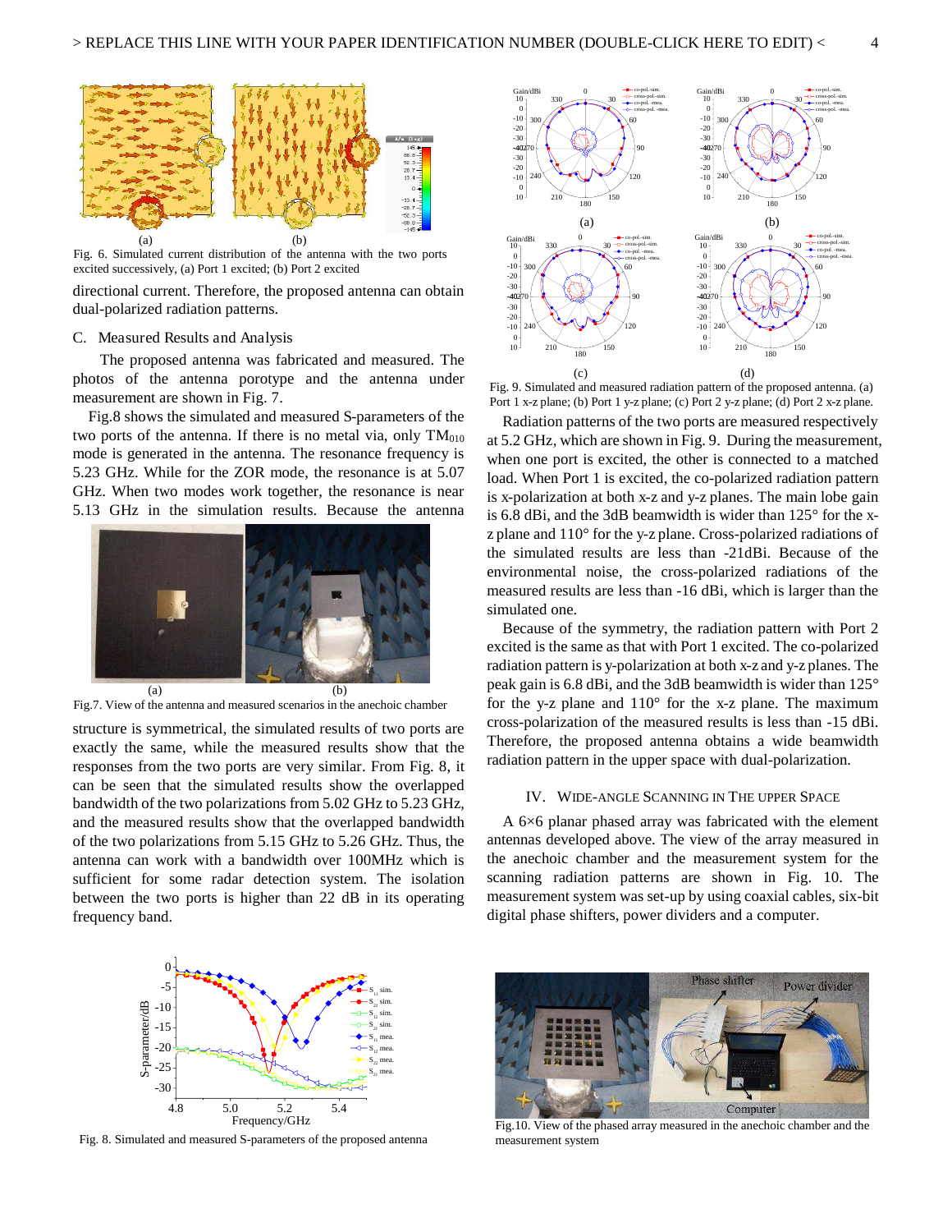Fig. 6. Simulated current distribution of the antenna with the two ports excited successively, (a) Port 1 excited; (b) Port 2 excited

directional current. Therefore, the proposed antenna can obtain dual-polarized radiation patterns.

### C. Measured Results and Analysis

The proposed antenna was fabricated and measured. The photos of the antenna porotype and the antenna under measurement are shown in Fig. 7.

Fig.8 shows the simulated and measured S-parameters of the two ports of the antenna. If there is no metal via, only $TM_{010}$ mode is generated in the antenna. The resonance frequency is 5.23 GHz. While for the ZOR mode, the resonance is at 5.07 GHz. When two modes work together, the resonance is near 5.13 GHz in the simulation results. Because the antenna structure is symmetrical, the simulated results of two ports are exactly the same, while the measured results show that the responses from the two ports are very similar. From Fig. 8, it can be seen that the simulated results show the overlapped bandwidth of the two polarizations from 5.02 GHz to 5.23 GHz, and the measured results show that the overlapped bandwidth of the two polarizations from 5.15 GHz to 5.26 GHz. Thus, the antenna can work with a bandwidth over 100MHz which is sufficient for some radar detection system. The isolation between the two ports is higher than 22 dB in its operating frequency band.

Fig.7. View of the antenna and measured scenarios in the anechoic chamber

Fig. 8. Simulated and measured S-parameters of the proposed antenna

Fig. 9. Simulated and measured radiation pattern of the proposed antenna. (a) Port 1 x-z plane; (b) Port 1 y-z plane; (c) Port 2 y-z plane; (d) Port 2 x-z plane.

Radiation patterns of the two ports are measured respectively at 5.2 GHz, which are shown in Fig. 9. During the measurement, when one port is excited, the other is connected to a matched load. When Port 1 is excited, the co-polarized radiation pattern is x-polarization at both x-z and y-z planes. The main lobe gain is 6.8 dBi, and the 3dB beamwidth is wider than 125° for the x-z plane and 110° for the y-z plane. Cross-polarized radiations of the simulated results are less than -21dBi. Because of the environmental noise, the cross-polarized radiations of the measured results are less than -16 dBi, which is larger than the simulated one.

Because of the symmetry, the radiation pattern with Port 2 excited is the same as that with Port 1 excited. The co-polarized radiation pattern is y-polarization at both x-z and y-z planes. The peak gain is 6.8 dBi, and the 3dB beamwidth is wider than 125° for the y-z plane and 110° for the x-z plane. The maximum cross-polarization of the measured results is less than -15 dBi. Therefore, the proposed antenna obtains a wide beamwidth radiation pattern in the upper space with dual-polarization.

## IV. Wide-Angle Scanning in The Upper Space

A 6×6 planar phased array was fabricated with the element antennas developed above. The view of the array measured in the anechoic chamber and the measurement system for the scanning radiation patterns are shown in Fig. 10. The measurement system was set-up by using coaxial cables, six-bit digital phase shifters, power dividers and a computer.

Fig.10. View of the phased array measured in the anechoic chamber and the measurement system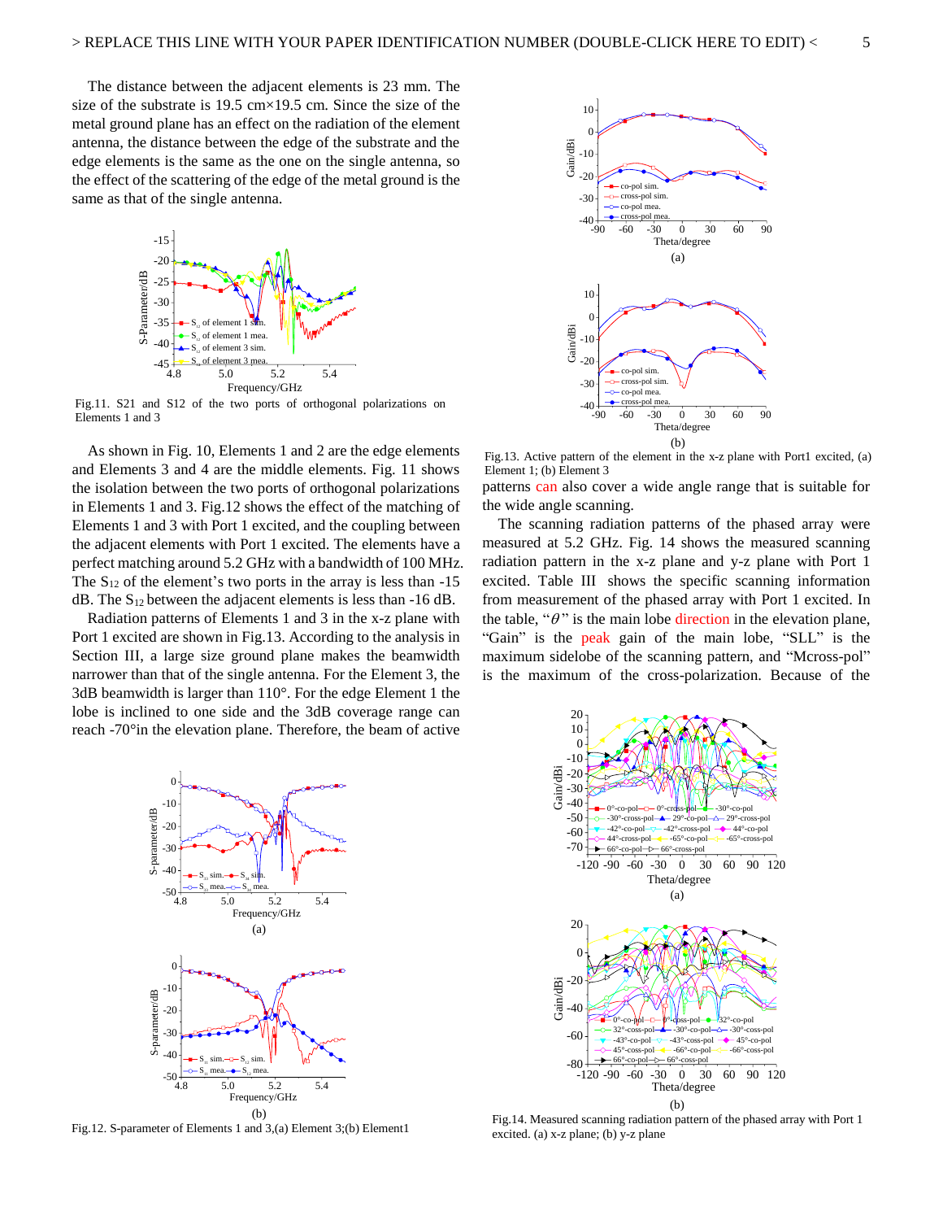The distance between the adjacent elements is 23 mm. The size of the substrate is 19.5 cm×19.5 cm. Since the size of the metal ground plane has an effect on the radiation of the element antenna, the distance between the edge of the substrate and the edge elements is the same as the one on the single antenna, so the effect of the scattering of the edge of the metal ground is the same as that of the single antenna.

Fig.11. S21 and S12 of the two ports of orthogonal polarizations on Elements 1 and 3

As shown in Fig. 10, Elements 1 and 2 are the edge elements and Elements 3 and 4 are the middle elements. Fig. 11 shows the isolation between the two ports of orthogonal polarizations in Elements 1 and 3. Fig.12 shows the effect of the matching of Elements 1 and 3 with Port 1 excited, and the coupling between the adjacent elements with Port 1 excited. The elements have a perfect matching around 5.2 GHz with a bandwidth of 100 MHz. The $S_{12}$ of the element's two ports in the array is less than -15 dB. The $S_{12}$ between the adjacent elements is less than -16 dB.

Radiation patterns of Elements 1 and 3 in the x-z plane with Port 1 excited are shown in Fig.13. According to the analysis in Section III, a large size ground plane makes the beamwidth narrower than that of the single antenna. For the Element 3, the 3dB beamwidth is larger than 110°. For the edge Element 1 the lobe is inclined to one side and the 3dB coverage range can reach -70°in the elevation plane. Therefore, the beam of active

Fig.12. S-parameter of Elements 1 and 3,(a) Element 3;(b) Element1

Fig.13. Active pattern of the element in the x-z plane with Port1 excited, (a) Element 1; (b) Element 3

patterns can also cover a wide angle range that is suitable for the wide angle scanning.

The scanning radiation patterns of the phased array were measured at 5.2 GHz. Fig. 14 shows the measured scanning radiation pattern in the x-z plane and y-z plane with Port 1 excited. Table III shows the specific scanning information from measurement of the phased array with Port 1 excited. In the table, "$\theta$" is the main lobe direction in the elevation plane, "Gain" is the peak gain of the main lobe, "SLL" is the maximum sidelobe of the scanning pattern, and "Mcross-pol" is the maximum of the cross-polarization. Because of the

Fig.14. Measured scanning radiation pattern of the phased array with Port 1 excited. (a) x-z plane; (b) y-z plane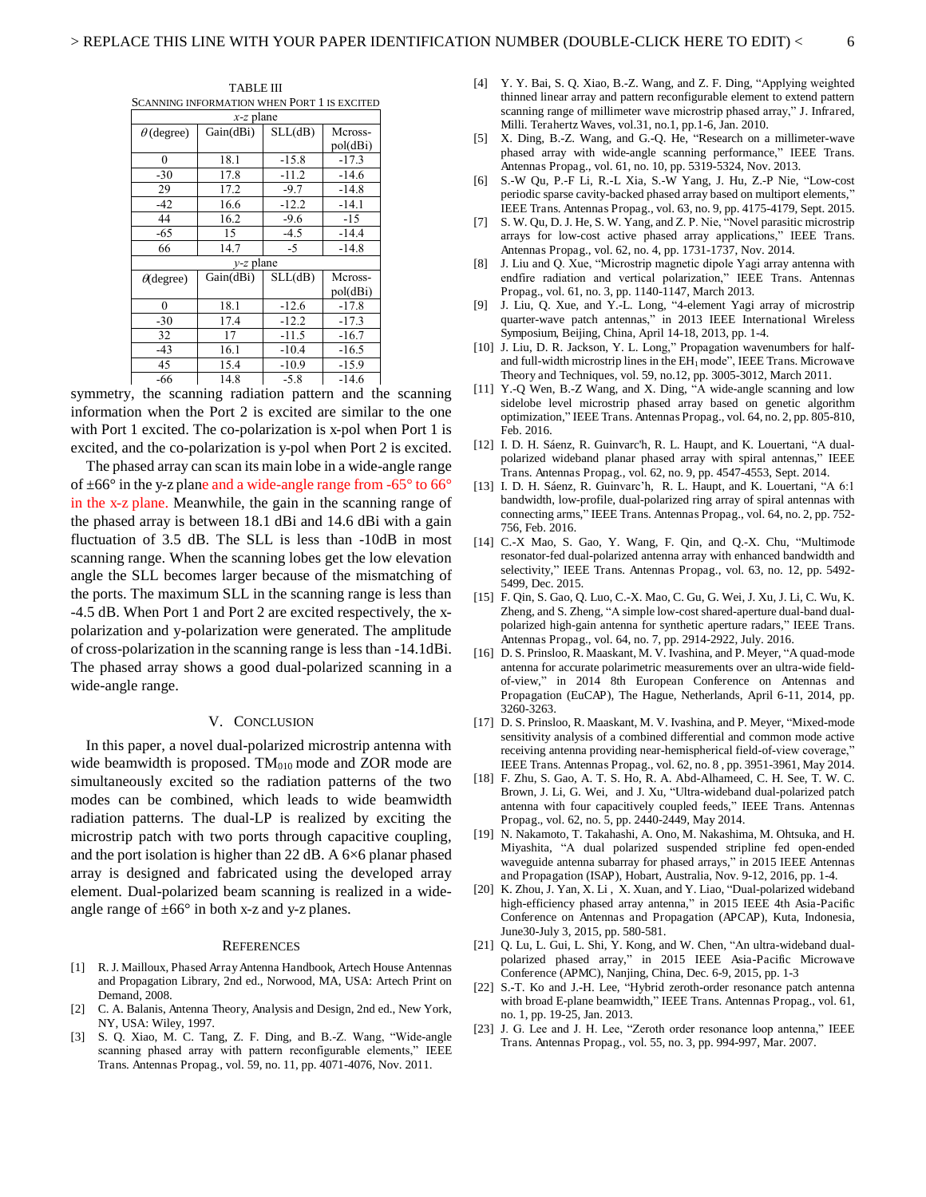TABLE III

SCANNING INFORMATION WHEN PORT 1 IS EXCITED

| $\theta$ (degree) | Gain(dBi) | SLL(dB) | Mcross-pol(dBi) |
|---|---|---|---|
| *x-z* plane | | | |
| 0 | 18.1 | -15.8 | -17.3 |
| -30 | 17.8 | -11.2 | -14.6 |
| 29 | 17.2 | -9.7 | -14.8 |
| -42 | 16.6 | -12.2 | -14.1 |
| 44 | 16.2 | -9.6 | -15 |
| -65 | 15 | -4.5 | -14.4 |
| 66 | 14.7 | -5 | -14.8 |
| *y-z* plane | | | |
| $\theta$(degree) | Gain(dBi) | SLL(dB) | Mcross-pol(dBi) |
| 0 | 18.1 | -12.6 | -17.8 |
| -30 | 17.4 | -12.2 | -17.3 |
| 32 | 17 | -11.5 | -16.7 |
| -43 | 16.1 | -10.4 | -16.5 |
| 45 | 15.4 | -10.9 | -15.9 |
| -66 | 14.8 | -5.8 | -14.6 |

symmetry, the scanning radiation pattern and the scanning information when the Port 2 is excited are similar to the one with Port 1 excited. The co-polarization is x-pol when Port 1 is excited, and the co-polarization is y-pol when Port 2 is excited.

The phased array can scan its main lobe in a wide-angle range of ±66° in the y-z plane and a wide-angle range from -65° to 66° in the x-z plane. Meanwhile, the gain in the scanning range of the phased array is between 18.1 dBi and 14.6 dBi with a gain fluctuation of 3.5 dB. The SLL is less than -10dB in most scanning range. When the scanning lobes get the low elevation angle the SLL becomes larger because of the mismatching of the ports. The maximum SLL in the scanning range is less than -4.5 dB. When Port 1 and Port 2 are excited respectively, the x-polarization and y-polarization were generated. The amplitude of cross-polarization in the scanning range is less than -14.1dBi. The phased array shows a good dual-polarized scanning in a wide-angle range.

## V. CONCLUSION

In this paper, a novel dual-polarized microstrip antenna with wide beamwidth is proposed. $TM_{010}$ mode and ZOR mode are simultaneously excited so the radiation patterns of the two modes can be combined, which leads to wide beamwidth radiation patterns. The dual-LP is realized by exciting the microstrip patch with two ports through capacitive coupling, and the port isolation is higher than 22 dB. A 6×6 planar phased array is designed and fabricated using the developed array element. Dual-polarized beam scanning is realized in a wide-angle range of ±66° in both x-z and y-z planes.

## REFERENCES

[1] R. J. Mailloux, Phased Array Antenna Handbook, Artech House Antennas and Propagation Library, 2nd ed., Norwood, MA, USA: Artech Print on Demand, 2008.

[2] C. A. Balanis, Antenna Theory, Analysis and Design, 2nd ed., New York, NY, USA: Wiley, 1997.

[3] S. Q. Xiao, M. C. Tang, Z. F. Ding, and B.-Z. Wang, "Wide-angle scanning phased array with pattern reconfigurable elements," IEEE Trans. Antennas Propag., vol. 59, no. 11, pp. 4071-4076, Nov. 2011.

[4] Y. Y. Bai, S. Q. Xiao, B.-Z. Wang, and Z. F. Ding, "Applying weighted thinned linear array and pattern reconfigurable element to extend pattern scanning range of millimeter wave microstrip phased array," J. Infrared, Milli. Terahertz Waves, vol.31, no.1, pp.1-6, Jan. 2010.

[5] X. Ding, B.-Z. Wang, and G.-Q. He, "Research on a millimeter-wave phased array with wide-angle scanning performance," IEEE Trans. Antennas Propag., vol. 61, no. 10, pp. 5319-5324, Nov. 2013.

[6] S.-W Qu, P.-F Li, R.-L Xia, S.-W Yang, J. Hu, Z.-P Nie, "Low-cost periodic sparse cavity-backed phased array based on multiport elements," IEEE Trans. Antennas Propag., vol. 63, no. 9, pp. 4175-4179, Sept. 2015.

[7] S. W. Qu, D. J. He, S. W. Yang, and Z. P. Nie, "Novel parasitic microstrip arrays for low-cost active phased array applications," IEEE Trans. Antennas Propag., vol. 62, no. 4, pp. 1731-1737, Nov. 2014.

[8] J. Liu and Q. Xue, "Microstrip magnetic dipole Yagi array antenna with endfire radiation and vertical polarization," IEEE Trans. Antennas Propag., vol. 61, no. 3, pp. 1140-1147, March 2013.

[9] J. Liu, Q. Xue, and Y.-L. Long, "4-element Yagi array of microstrip quarter-wave patch antennas," in 2013 IEEE International Wireless Symposium, Beijing, China, April 14-18, 2013, pp. 1-4.

[10] J. Liu, D. R. Jackson, Y. L. Long," Propagation wavenumbers for half- and full-width microstrip lines in the $EH_1$ mode", IEEE Trans. Microwave Theory and Techniques, vol. 59, no.12, pp. 3005-3012, March 2011.

[11] Y.-Q Wen, B.-Z Wang, and X. Ding, "A wide-angle scanning and low sidelobe level microstrip phased array based on genetic algorithm optimization," IEEE Trans. Antennas Propag., vol. 64, no. 2, pp. 805-810, Feb. 2016.

[12] I. D. H. Sáenz, R. Guinvarc'h, R. L. Haupt, and K. Louertani, "A dual-polarized wideband planar phased array with spiral antennas," IEEE Trans. Antennas Propag., vol. 62, no. 9, pp. 4547-4553, Sept. 2014.

[13] I. D. H. Sáenz, R. Guinvarc'h, R. L. Haupt, and K. Louertani, "A 6:1 bandwidth, low-profile, dual-polarized ring array of spiral antennas with connecting arms," IEEE Trans. Antennas Propag., vol. 64, no. 2, pp. 752-756, Feb. 2016.

[14] C.-X Mao, S. Gao, Y. Wang, F. Qin, and Q.-X. Chu, "Multimode resonator-fed dual-polarized antenna array with enhanced bandwidth and selectivity," IEEE Trans. Antennas Propag., vol. 63, no. 12, pp. 5492-5499, Dec. 2015.

[15] F. Qin, S. Gao, Q. Luo, C.-X. Mao, C. Gu, G. Wei, J. Xu, J. Li, C. Wu, K. Zheng, and S. Zheng, "A simple low-cost shared-aperture dual-band dual-polarized high-gain antenna for synthetic aperture radars," IEEE Trans. Antennas Propag., vol. 64, no. 7, pp. 2914-2922, July. 2016.

[16] D. S. Prinsloo, R. Maaskant, M. V. Ivashina, and P. Meyer, "A quad-mode antenna for accurate polarimetric measurements over an ultra-wide field-of-view," in 2014 8th European Conference on Antennas and Propagation (EuCAP), The Hague, Netherlands, April 6-11, 2014, pp. 3260-3263.

[17] D. S. Prinsloo, R. Maaskant, M. V. Ivashina, and P. Meyer, "Mixed-mode sensitivity analysis of a combined differential and common mode active receiving antenna providing near-hemispherical field-of-view coverage," IEEE Trans. Antennas Propag., vol. 62, no. 8 , pp. 3951-3961, May 2014.

[18] F. Zhu, S. Gao, A. T. S. Ho, R. A. Abd-Alhameed, C. H. See, T. W. C. Brown, J. Li, G. Wei, and J. Xu, "Ultra-wideband dual-polarized patch antenna with four capacitively coupled feeds," IEEE Trans. Antennas Propag., vol. 62, no. 5, pp. 2440-2449, May 2014.

[19] N. Nakamoto, T. Takahashi, A. Ono, M. Nakashima, M. Ohtsuka, and H. Miyashita, "A dual polarized suspended stripline fed open-ended waveguide antenna subarray for phased arrays," in 2015 IEEE Antennas and Propagation (ISAP), Hobart, Australia, Nov. 9-12, 2016, pp. 1-4.

[20] K. Zhou, J. Yan, X. Li , X. Xuan, and Y. Liao, "Dual-polarized wideband high-efficiency phased array antenna," in 2015 IEEE 4th Asia-Pacific Conference on Antennas and Propagation (APCAP), Kuta, Indonesia, June30-July 3, 2015, pp. 580-581.

[21] Q. Lu, L. Gui, L. Shi, Y. Kong, and W. Chen, "An ultra-wideband dual-polarized phased array," in 2015 IEEE Asia-Pacific Microwave Conference (APMC), Nanjing, China, Dec. 6-9, 2015, pp. 1-3

[22] S.-T. Ko and J.-H. Lee, "Hybrid zeroth-order resonance patch antenna with broad E-plane beamwidth," IEEE Trans. Antennas Propag., vol. 61, no. 1, pp. 19-25, Jan. 2013.

[23] J. G. Lee and J. H. Lee, "Zeroth order resonance loop antenna," IEEE Trans. Antennas Propag., vol. 55, no. 3, pp. 994-997, Mar. 2007.